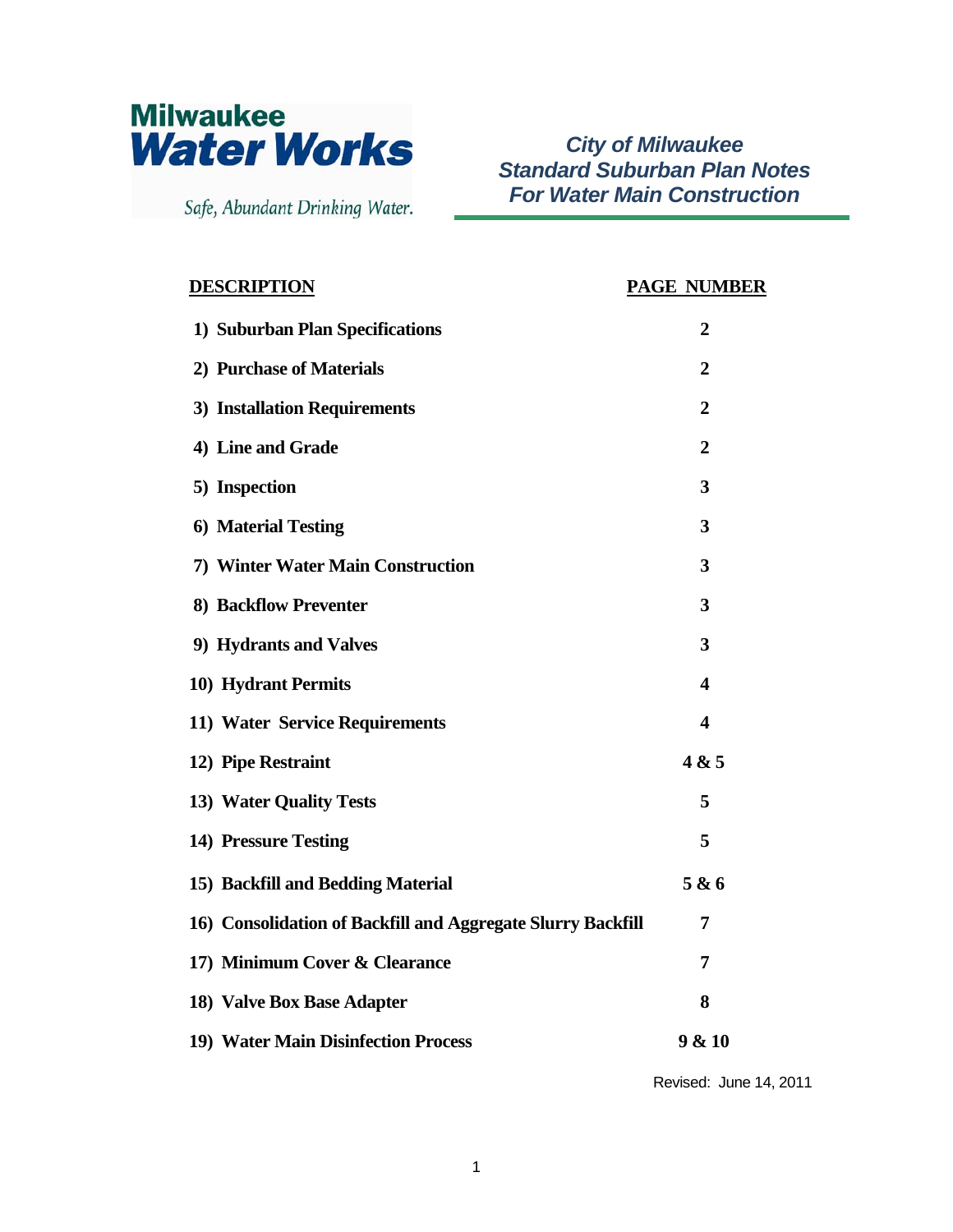Milwaukee
Water Works

Safe, Abundant Drinking Water.

# *City of Milwaukee Standard Suburban Plan Notes For Water Main Construction*

| DESCRIPTION | PAGE NUMBER |
|---|---|
| 1) Suburban Plan Specifications | 2 |
| 2) Purchase of Materials | 2 |
| 3) Installation Requirements | 2 |
| 4) Line and Grade | 2 |
| 5) Inspection | 3 |
| 6) Material Testing | 3 |
| 7) Winter Water Main Construction | 3 |
| 8) Backflow Preventer | 3 |
| 9) Hydrants and Valves | 3 |
| 10) Hydrant Permits | 4 |
| 11) Water Service Requirements | 4 |
| 12) Pipe Restraint | 4 & 5 |
| 13) Water Quality Tests | 5 |
| 14) Pressure Testing | 5 |
| 15) Backfill and Bedding Material | 5 & 6 |
| 16) Consolidation of Backfill and Aggregate Slurry Backfill | 7 |
| 17) Minimum Cover & Clearance | 7 |
| 18) Valve Box Base Adapter | 8 |
| 19) Water Main Disinfection Process | 9 & 10 |

Revised: June 14, 2011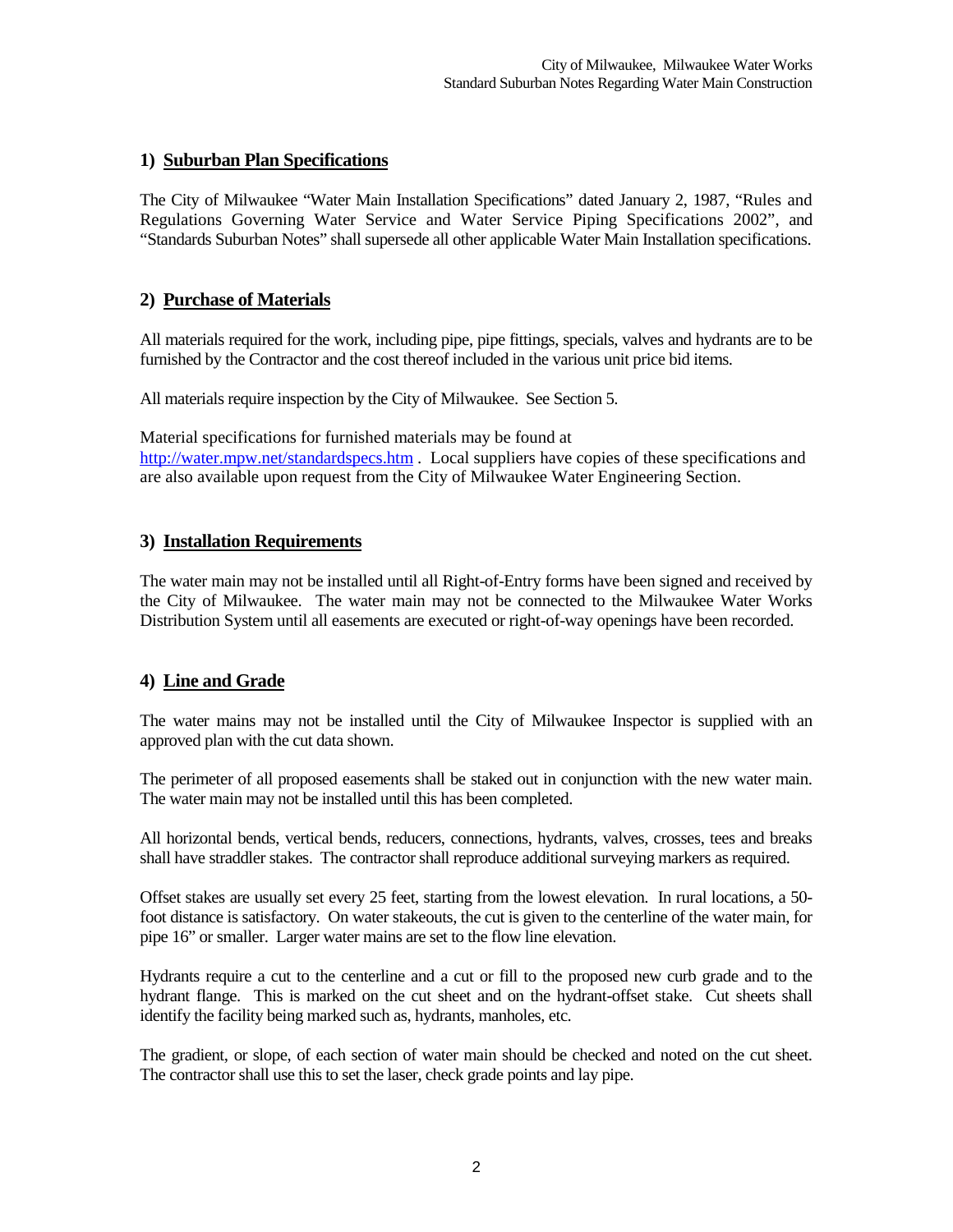## 1) Suburban Plan Specifications

The City of Milwaukee "Water Main Installation Specifications" dated January 2, 1987, "Rules and Regulations Governing Water Service and Water Service Piping Specifications 2002", and "Standards Suburban Notes" shall supersede all other applicable Water Main Installation specifications.

## 2) Purchase of Materials

All materials required for the work, including pipe, pipe fittings, specials, valves and hydrants are to be furnished by the Contractor and the cost thereof included in the various unit price bid items.

All materials require inspection by the City of Milwaukee. See Section 5.

Material specifications for furnished materials may be found at http://water.mpw.net/standardspecs.htm . Local suppliers have copies of these specifications and are also available upon request from the City of Milwaukee Water Engineering Section.

## 3) Installation Requirements

The water main may not be installed until all Right-of-Entry forms have been signed and received by the City of Milwaukee. The water main may not be connected to the Milwaukee Water Works Distribution System until all easements are executed or right-of-way openings have been recorded.

## 4) Line and Grade

The water mains may not be installed until the City of Milwaukee Inspector is supplied with an approved plan with the cut data shown.

The perimeter of all proposed easements shall be staked out in conjunction with the new water main. The water main may not be installed until this has been completed.

All horizontal bends, vertical bends, reducers, connections, hydrants, valves, crosses, tees and breaks shall have straddler stakes. The contractor shall reproduce additional surveying markers as required.

Offset stakes are usually set every 25 feet, starting from the lowest elevation. In rural locations, a 50-foot distance is satisfactory. On water stakeouts, the cut is given to the centerline of the water main, for pipe 16" or smaller. Larger water mains are set to the flow line elevation.

Hydrants require a cut to the centerline and a cut or fill to the proposed new curb grade and to the hydrant flange. This is marked on the cut sheet and on the hydrant-offset stake. Cut sheets shall identify the facility being marked such as, hydrants, manholes, etc.

The gradient, or slope, of each section of water main should be checked and noted on the cut sheet. The contractor shall use this to set the laser, check grade points and lay pipe.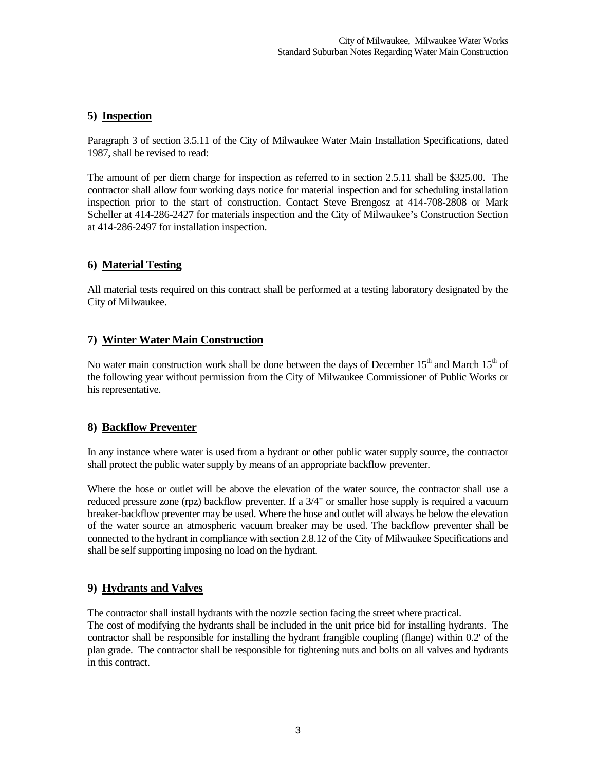## 5) Inspection

Paragraph 3 of section 3.5.11 of the City of Milwaukee Water Main Installation Specifications, dated 1987, shall be revised to read:

The amount of per diem charge for inspection as referred to in section 2.5.11 shall be $325.00. The contractor shall allow four working days notice for material inspection and for scheduling installation inspection prior to the start of construction. Contact Steve Brengosz at 414-708-2808 or Mark Scheller at 414-286-2427 for materials inspection and the City of Milwaukee's Construction Section at 414-286-2497 for installation inspection.

## 6) Material Testing

All material tests required on this contract shall be performed at a testing laboratory designated by the City of Milwaukee.

## 7) Winter Water Main Construction

No water main construction work shall be done between the days of December 15th and March 15th of the following year without permission from the City of Milwaukee Commissioner of Public Works or his representative.

## 8) Backflow Preventer

In any instance where water is used from a hydrant or other public water supply source, the contractor shall protect the public water supply by means of an appropriate backflow preventer.

Where the hose or outlet will be above the elevation of the water source, the contractor shall use a reduced pressure zone (rpz) backflow preventer. If a 3/4" or smaller hose supply is required a vacuum breaker-backflow preventer may be used. Where the hose and outlet will always be below the elevation of the water source an atmospheric vacuum breaker may be used. The backflow preventer shall be connected to the hydrant in compliance with section 2.8.12 of the City of Milwaukee Specifications and shall be self supporting imposing no load on the hydrant.

## 9) Hydrants and Valves

The contractor shall install hydrants with the nozzle section facing the street where practical.
The cost of modifying the hydrants shall be included in the unit price bid for installing hydrants. The contractor shall be responsible for installing the hydrant frangible coupling (flange) within 0.2' of the plan grade. The contractor shall be responsible for tightening nuts and bolts on all valves and hydrants in this contract.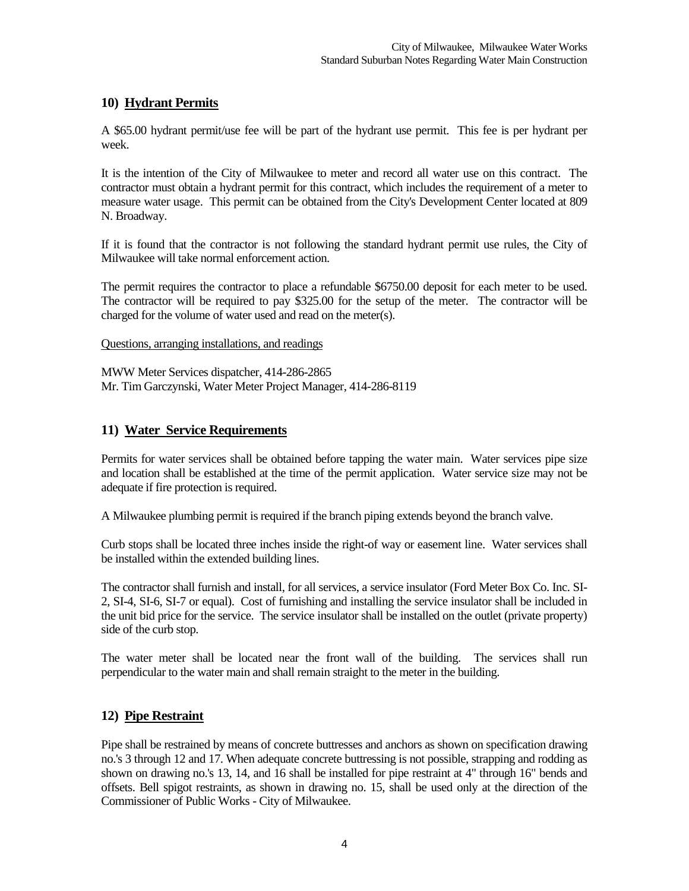## 10) Hydrant Permits

A $65.00 hydrant permit/use fee will be part of the hydrant use permit. This fee is per hydrant per week.

It is the intention of the City of Milwaukee to meter and record all water use on this contract. The contractor must obtain a hydrant permit for this contract, which includes the requirement of a meter to measure water usage. This permit can be obtained from the City's Development Center located at 809 N. Broadway.

If it is found that the contractor is not following the standard hydrant permit use rules, the City of Milwaukee will take normal enforcement action.

The permit requires the contractor to place a refundable $6750.00 deposit for each meter to be used. The contractor will be required to pay $325.00 for the setup of the meter. The contractor will be charged for the volume of water used and read on the meter(s).

Questions, arranging installations, and readings

MWW Meter Services dispatcher, 414-286-2865
Mr. Tim Garczynski, Water Meter Project Manager, 414-286-8119

## 11) Water Service Requirements

Permits for water services shall be obtained before tapping the water main. Water services pipe size and location shall be established at the time of the permit application. Water service size may not be adequate if fire protection is required.

A Milwaukee plumbing permit is required if the branch piping extends beyond the branch valve.

Curb stops shall be located three inches inside the right-of way or easement line. Water services shall be installed within the extended building lines.

The contractor shall furnish and install, for all services, a service insulator (Ford Meter Box Co. Inc. SI-2, SI-4, SI-6, SI-7 or equal). Cost of furnishing and installing the service insulator shall be included in the unit bid price for the service. The service insulator shall be installed on the outlet (private property) side of the curb stop.

The water meter shall be located near the front wall of the building. The services shall run perpendicular to the water main and shall remain straight to the meter in the building.

## 12) Pipe Restraint

Pipe shall be restrained by means of concrete buttresses and anchors as shown on specification drawing no.'s 3 through 12 and 17. When adequate concrete buttressing is not possible, strapping and rodding as shown on drawing no.'s 13, 14, and 16 shall be installed for pipe restraint at 4" through 16" bends and offsets. Bell spigot restraints, as shown in drawing no. 15, shall be used only at the direction of the Commissioner of Public Works - City of Milwaukee.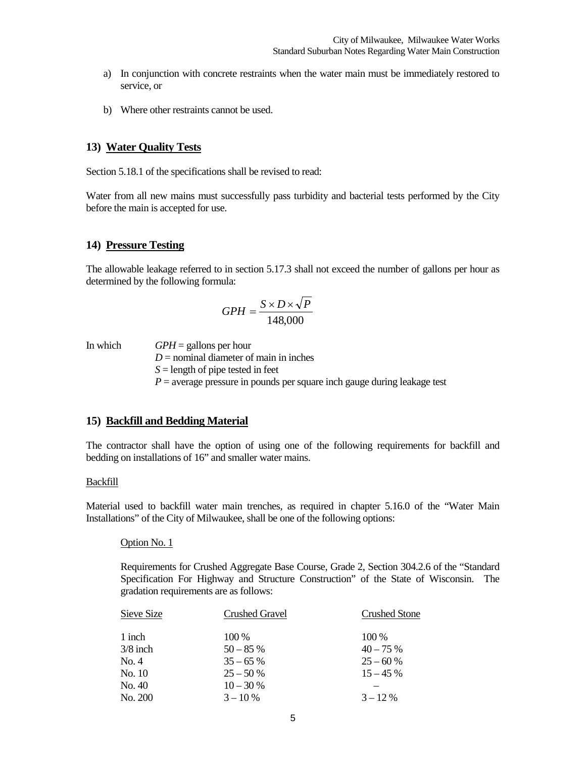a) In conjunction with concrete restraints when the water main must be immediately restored to service, or

b) Where other restraints cannot be used.

## 13) Water Quality Tests

Section 5.18.1 of the specifications shall be revised to read:

Water from all new mains must successfully pass turbidity and bacterial tests performed by the City before the main is accepted for use.

## 14) Pressure Testing

The allowable leakage referred to in section 5.17.3 shall not exceed the number of gallons per hour as determined by the following formula:

$$GPH = \frac{S \times D \times \sqrt{P}}{148{,}000}$$

In which $GPH$ = gallons per hour
$D$ = nominal diameter of main in inches
$S$ = length of pipe tested in feet
$P$ = average pressure in pounds per square inch gauge during leakage test

## 15) Backfill and Bedding Material

The contractor shall have the option of using one of the following requirements for backfill and bedding on installations of 16" and smaller water mains.

Backfill

Material used to backfill water main trenches, as required in chapter 5.16.0 of the "Water Main Installations" of the City of Milwaukee, shall be one of the following options:

Option No. 1

Requirements for Crushed Aggregate Base Course, Grade 2, Section 304.2.6 of the "Standard Specification For Highway and Structure Construction" of the State of Wisconsin. The gradation requirements are as follows:

| Sieve Size | Crushed Gravel | Crushed Stone |
|---|---|---|
| 1 inch | 100 % | 100 % |
| 3/8 inch | 50 – 85 % | 40 – 75 % |
| No. 4 | 35 – 65 % | 25 – 60 % |
| No. 10 | 25 – 50 % | 15 – 45 % |
| No. 40 | 10 – 30 % | – |
| No. 200 | 3 – 10 % | 3 – 12 % |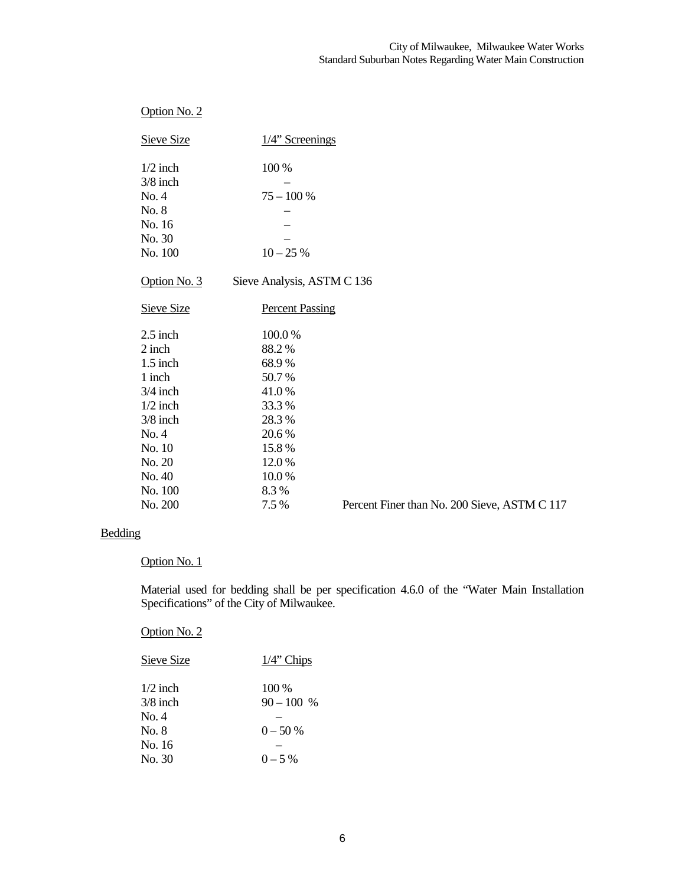Option No. 2

| Sieve Size | 1/4" Screenings |
|---|---|
| 1/2 inch | 100 % |
| 3/8 inch | – |
| No. 4 | 75 – 100 % |
| No. 8 | – |
| No. 16 | – |
| No. 30 | – |
| No. 100 | 10 – 25 % |

Option No. 3 Sieve Analysis, ASTM C 136

| Sieve Size | Percent Passing | |
|---|---|---|
| 2.5 inch | 100.0 % | |
| 2 inch | 88.2 % | |
| 1.5 inch | 68.9 % | |
| 1 inch | 50.7 % | |
| 3/4 inch | 41.0 % | |
| 1/2 inch | 33.3 % | |
| 3/8 inch | 28.3 % | |
| No. 4 | 20.6 % | |
| No. 10 | 15.8 % | |
| No. 20 | 12.0 % | |
| No. 40 | 10.0 % | |
| No. 100 | 8.3 % | |
| No. 200 | 7.5 % | Percent Finer than No. 200 Sieve, ASTM C 117 |

## Bedding

Option No. 1

Material used for bedding shall be per specification 4.6.0 of the "Water Main Installation Specifications" of the City of Milwaukee.

Option No. 2

| Sieve Size | 1/4" Chips |
|---|---|
| 1/2 inch | 100 % |
| 3/8 inch | 90 – 100 % |
| No. 4 | – |
| No. 8 | 0 – 50 % |
| No. 16 | – |
| No. 30 | 0 – 5 % |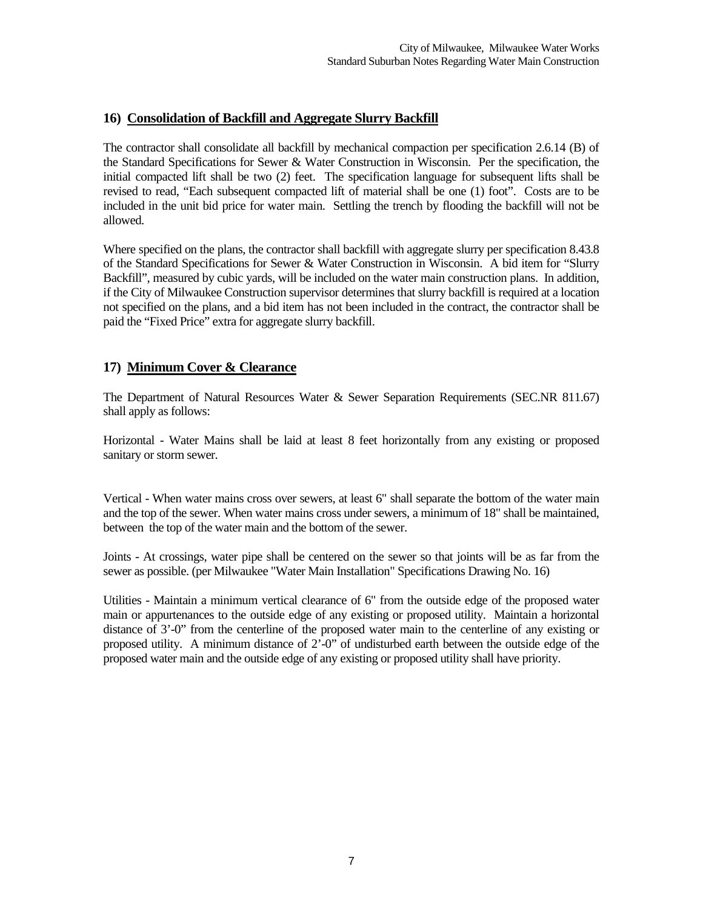## 16) Consolidation of Backfill and Aggregate Slurry Backfill

The contractor shall consolidate all backfill by mechanical compaction per specification 2.6.14 (B) of the Standard Specifications for Sewer & Water Construction in Wisconsin. Per the specification, the initial compacted lift shall be two (2) feet. The specification language for subsequent lifts shall be revised to read, "Each subsequent compacted lift of material shall be one (1) foot". Costs are to be included in the unit bid price for water main. Settling the trench by flooding the backfill will not be allowed.

Where specified on the plans, the contractor shall backfill with aggregate slurry per specification 8.43.8 of the Standard Specifications for Sewer & Water Construction in Wisconsin. A bid item for "Slurry Backfill", measured by cubic yards, will be included on the water main construction plans. In addition, if the City of Milwaukee Construction supervisor determines that slurry backfill is required at a location not specified on the plans, and a bid item has not been included in the contract, the contractor shall be paid the "Fixed Price" extra for aggregate slurry backfill.

## 17) Minimum Cover & Clearance

The Department of Natural Resources Water & Sewer Separation Requirements (SEC.NR 811.67) shall apply as follows:

Horizontal - Water Mains shall be laid at least 8 feet horizontally from any existing or proposed sanitary or storm sewer.

Vertical - When water mains cross over sewers, at least 6" shall separate the bottom of the water main and the top of the sewer. When water mains cross under sewers, a minimum of 18" shall be maintained, between the top of the water main and the bottom of the sewer.

Joints - At crossings, water pipe shall be centered on the sewer so that joints will be as far from the sewer as possible. (per Milwaukee "Water Main Installation" Specifications Drawing No. 16)

Utilities - Maintain a minimum vertical clearance of 6" from the outside edge of the proposed water main or appurtenances to the outside edge of any existing or proposed utility. Maintain a horizontal distance of 3'-0" from the centerline of the proposed water main to the centerline of any existing or proposed utility. A minimum distance of 2'-0" of undisturbed earth between the outside edge of the proposed water main and the outside edge of any existing or proposed utility shall have priority.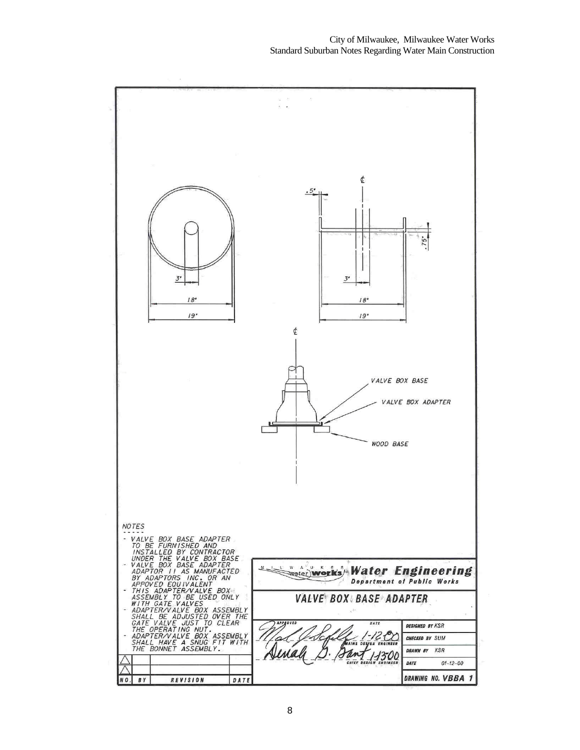NOTES

- VALVE BOX BASE ADAPTER TO BE FURNISHED AND INSTALLED BY CONTRACTOR UNDER THE VALVE BOX BASE
- VALVE BOX BASE ADAPTER ADAPTOR II AS MANUFACTED BY ADAPTORS INC. OR AN APPOVED EQUIVALENT
- THIS ADAPTER/VALVE BOX ASSEMBLY TO BE USED ONLY WITH GATE VALVES
- ADAPTER/VALVE BOX ASSEMBLY SHALL BE ADJUSTED OVER THE GATE VALVE JUST TO CLEAR THE OPERATING NUT.
- ADAPTER/VALVE BOX ASSEMBLY SHALL HAVE A SNUG FIT WITH THE BONNET ASSEMBLY.

VALVE BOX BASE

VALVE BOX ADAPTER

WOOD BASE

.5"

.75"

3"

18"

19"

3"

18"

19"

MILWAUKEE water works **Water Engineering** Department of Public Works

## VALVE BOX BASE ADAPTER

| APPROVED | DATE | |
|---|---|---|
| MAINS DESIGN ENGINEER | 1-12-00 | DESIGNED BY KSR |
| | | CHECKED BY SUM |
| CHIEF DESIGN ENGINEER | 1-13-00 | DRAWN BY KSR |
| | | DATE 01-12-00 |
| | | DRAWING NO. VBBA 1 |

| NO. | BY | REVISION | DATE |
|---|---|---|---|
| | | | |
| | | | |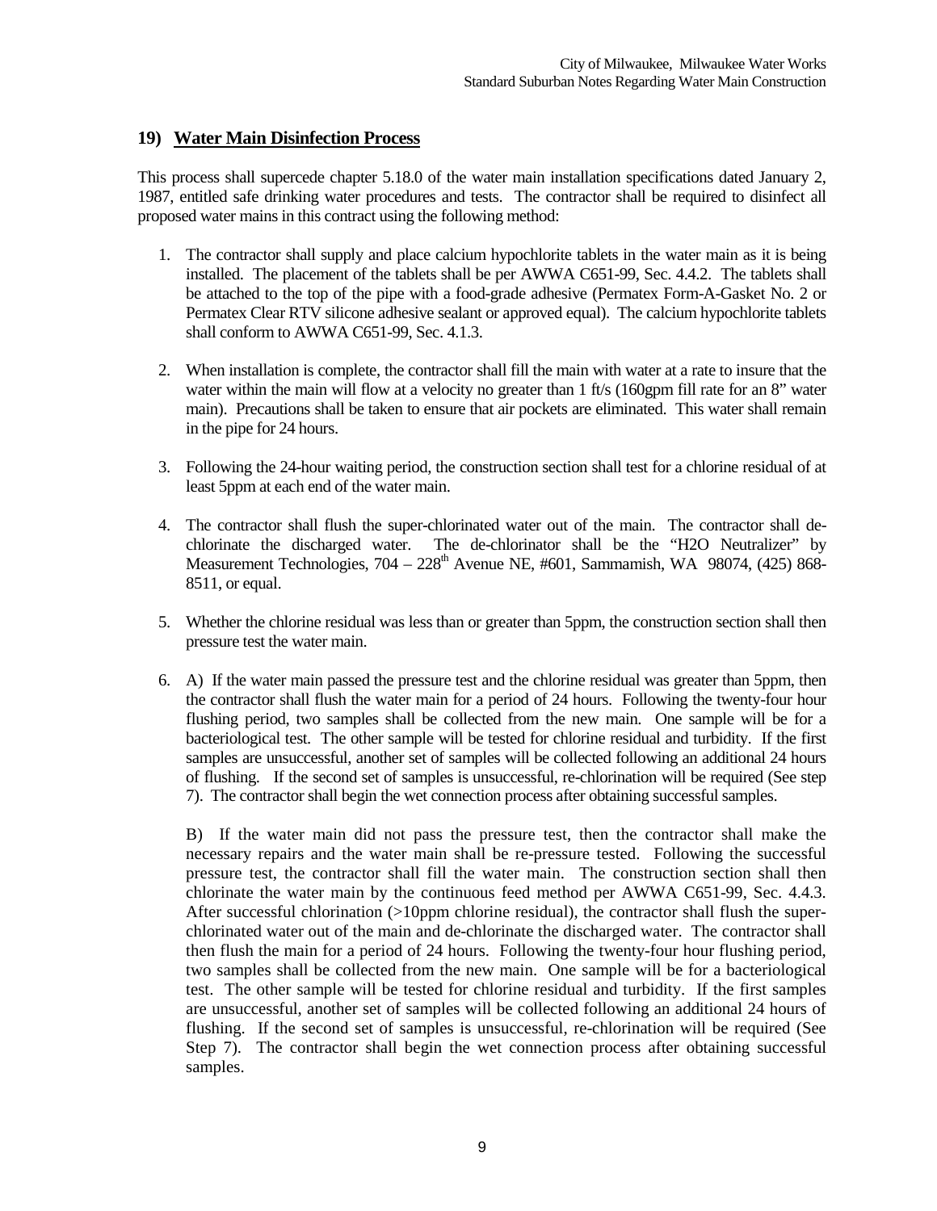## 19) Water Main Disinfection Process

This process shall supercede chapter 5.18.0 of the water main installation specifications dated January 2, 1987, entitled safe drinking water procedures and tests. The contractor shall be required to disinfect all proposed water mains in this contract using the following method:

1. The contractor shall supply and place calcium hypochlorite tablets in the water main as it is being installed. The placement of the tablets shall be per AWWA C651-99, Sec. 4.4.2. The tablets shall be attached to the top of the pipe with a food-grade adhesive (Permatex Form-A-Gasket No. 2 or Permatex Clear RTV silicone adhesive sealant or approved equal). The calcium hypochlorite tablets shall conform to AWWA C651-99, Sec. 4.1.3.

2. When installation is complete, the contractor shall fill the main with water at a rate to insure that the water within the main will flow at a velocity no greater than 1 ft/s (160gpm fill rate for an 8" water main). Precautions shall be taken to ensure that air pockets are eliminated. This water shall remain in the pipe for 24 hours.

3. Following the 24-hour waiting period, the construction section shall test for a chlorine residual of at least 5ppm at each end of the water main.

4. The contractor shall flush the super-chlorinated water out of the main. The contractor shall de-chlorinate the discharged water. The de-chlorinator shall be the "H2O Neutralizer" by Measurement Technologies, 704 – 228th Avenue NE, #601, Sammamish, WA 98074, (425) 868-8511, or equal.

5. Whether the chlorine residual was less than or greater than 5ppm, the construction section shall then pressure test the water main.

6. A) If the water main passed the pressure test and the chlorine residual was greater than 5ppm, then the contractor shall flush the water main for a period of 24 hours. Following the twenty-four hour flushing period, two samples shall be collected from the new main. One sample will be for a bacteriological test. The other sample will be tested for chlorine residual and turbidity. If the first samples are unsuccessful, another set of samples will be collected following an additional 24 hours of flushing. If the second set of samples is unsuccessful, re-chlorination will be required (See step 7). The contractor shall begin the wet connection process after obtaining successful samples.

   B) If the water main did not pass the pressure test, then the contractor shall make the necessary repairs and the water main shall be re-pressure tested. Following the successful pressure test, the contractor shall fill the water main. The construction section shall then chlorinate the water main by the continuous feed method per AWWA C651-99, Sec. 4.4.3. After successful chlorination (>10ppm chlorine residual), the contractor shall flush the super-chlorinated water out of the main and de-chlorinate the discharged water. The contractor shall then flush the main for a period of 24 hours. Following the twenty-four hour flushing period, two samples shall be collected from the new main. One sample will be for a bacteriological test. The other sample will be tested for chlorine residual and turbidity. If the first samples are unsuccessful, another set of samples will be collected following an additional 24 hours of flushing. If the second set of samples is unsuccessful, re-chlorination will be required (See Step 7). The contractor shall begin the wet connection process after obtaining successful samples.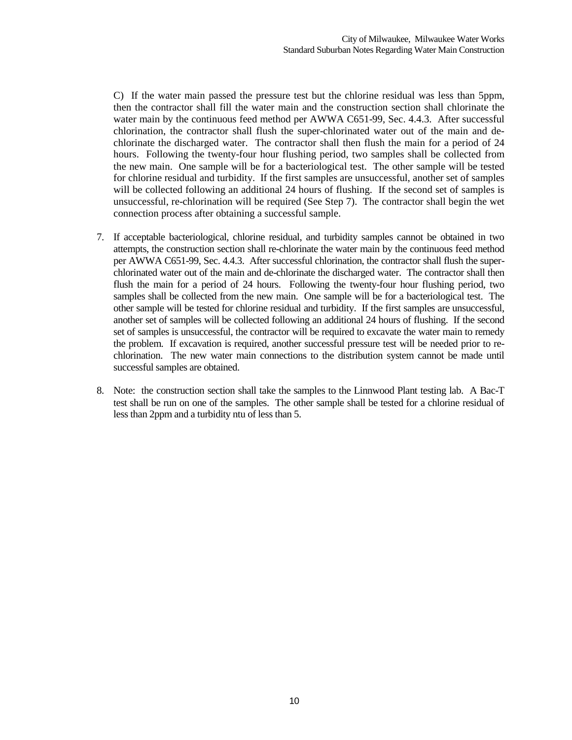C) If the water main passed the pressure test but the chlorine residual was less than 5ppm, then the contractor shall fill the water main and the construction section shall chlorinate the water main by the continuous feed method per AWWA C651-99, Sec. 4.4.3. After successful chlorination, the contractor shall flush the super-chlorinated water out of the main and de-chlorinate the discharged water. The contractor shall then flush the main for a period of 24 hours. Following the twenty-four hour flushing period, two samples shall be collected from the new main. One sample will be for a bacteriological test. The other sample will be tested for chlorine residual and turbidity. If the first samples are unsuccessful, another set of samples will be collected following an additional 24 hours of flushing. If the second set of samples is unsuccessful, re-chlorination will be required (See Step 7). The contractor shall begin the wet connection process after obtaining a successful sample.

7. If acceptable bacteriological, chlorine residual, and turbidity samples cannot be obtained in two attempts, the construction section shall re-chlorinate the water main by the continuous feed method per AWWA C651-99, Sec. 4.4.3. After successful chlorination, the contractor shall flush the super-chlorinated water out of the main and de-chlorinate the discharged water. The contractor shall then flush the main for a period of 24 hours. Following the twenty-four hour flushing period, two samples shall be collected from the new main. One sample will be for a bacteriological test. The other sample will be tested for chlorine residual and turbidity. If the first samples are unsuccessful, another set of samples will be collected following an additional 24 hours of flushing. If the second set of samples is unsuccessful, the contractor will be required to excavate the water main to remedy the problem. If excavation is required, another successful pressure test will be needed prior to re-chlorination. The new water main connections to the distribution system cannot be made until successful samples are obtained.

8. Note: the construction section shall take the samples to the Linnwood Plant testing lab. A Bac-T test shall be run on one of the samples. The other sample shall be tested for a chlorine residual of less than 2ppm and a turbidity ntu of less than 5.